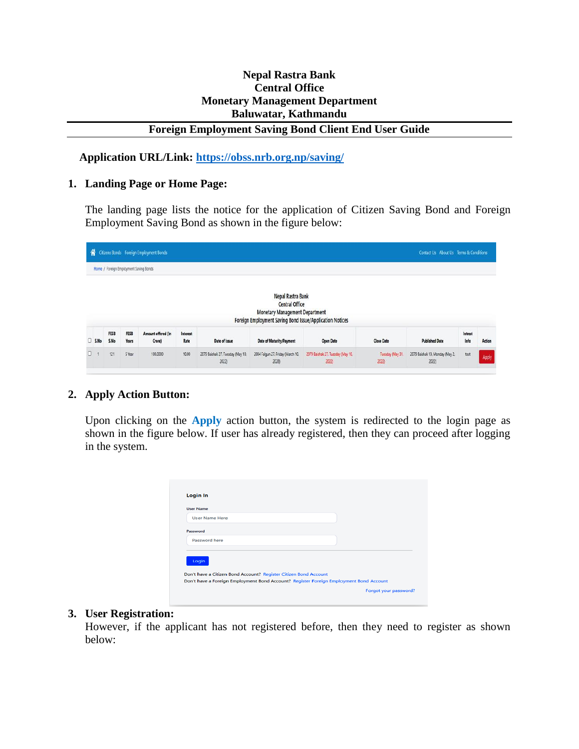**Nepal Rastra Bank**
**Central Office**
**Monetary Management Department**
**Baluwatar, Kathmandu**

# Foreign Employment Saving Bond Client End User Guide

**Application URL/Link: [https://obss.nrb.org.np/saving/](https://obss.nrb.org.np/saving/)**

## 1. Landing Page or Home Page:

The landing page lists the notice for the application of Citizen Saving Bond and Foreign Employment Saving Bond as shown in the figure below:

## 2. Apply Action Button:

Upon clicking on the **Apply** action button, the system is redirected to the login page as shown in the figure below. If user has already registered, then they can proceed after logging in the system.

## 3. User Registration:

However, if the applicant has not registered before, then they need to register as shown below: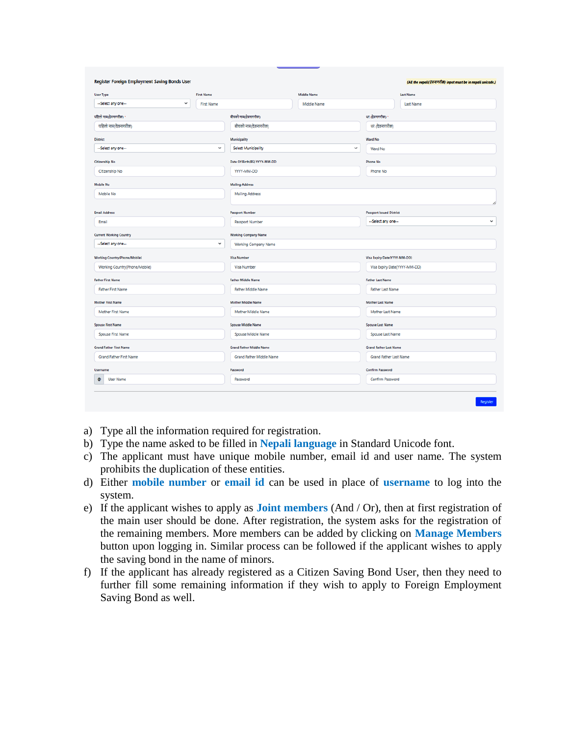Register Foreign Employment Saving Bonds User

(All the nepali(देवनागरीक) input must be in nepali unicode.)

| User Type | First Name | Middle Name | Last Name |
|---|---|---|---|
| --Select any one-- | First Name | Middle Name | Last Name |

| पहिलो नाम(देवनागरीक) * | बीचको नाम(देवनागरीक) | थर (देवनागरीक) * |
|---|---|---|
| पहिलो नाम(देवनागरीक) | बीचको नाम(देवनागरीक) | थर (देवनागरीक) |
| District | Municipality | Ward No |
| --Select any one-- | Select Municipality | Ward No |
| Citizenship No | Date Of Birth(BS) YYYY-MM-DD | Phone No |
| Citizenship No | YYYY-MM-DD | Phone No |
| Mobile No | Mailing Address | |
| Mobile No | Mailing Address | |
| Email Address | Passport Number | Passport Issued District |
| Email | Passport Number | --Select any one-- |
| Current Working Country | Working Company Name | |
| --Select any one-- | Working Company Name | |
| Working Country(Phone/Mobile) | Visa Number | Visa Expiry Date(YYYY-MM-DD) |
| Working Country(Phone/Mobile) | Visa Number | Visa Expiry Date(YYYY-MM-DD) |
| Father First Name | Father Middle Name | Father Last Name |
| Father First Name | Father Middle Name | Father Last Name |
| Mother First Name | Mother Middle Name | Mother Last Name |
| Mother First Name | Mother Middle Name | Mother Last Name |
| Spouse First Name | Spouse Middle Name | Spouse Last Name |
| Spouse First Name | Spouse Middle Name | Spouse Last Name |
| Grand Father First Name | Grand Father Middle Name | Grand Father Last Name |
| Grand Father First Name | Grand Father Middle Name | Grand Father Last Name |
| Username | Password | Confirm Password |
| User Name | Password | Confirm Password |

Register

a) Type all the information required for registration.

b) Type the name asked to be filled in **Nepali language** in Standard Unicode font.

c) The applicant must have unique mobile number, email id and user name. The system prohibits the duplication of these entities.

d) Either **mobile number** or **email id** can be used in place of **username** to log into the system.

e) If the applicant wishes to apply as **Joint members** (And / Or), then at first registration of the main user should be done. After registration, the system asks for the registration of the remaining members. More members can be added by clicking on **Manage Members** button upon logging in. Similar process can be followed if the applicant wishes to apply the saving bond in the name of minors.

f) If the applicant has already registered as a Citizen Saving Bond User, then they need to further fill some remaining information if they wish to apply to Foreign Employment Saving Bond as well.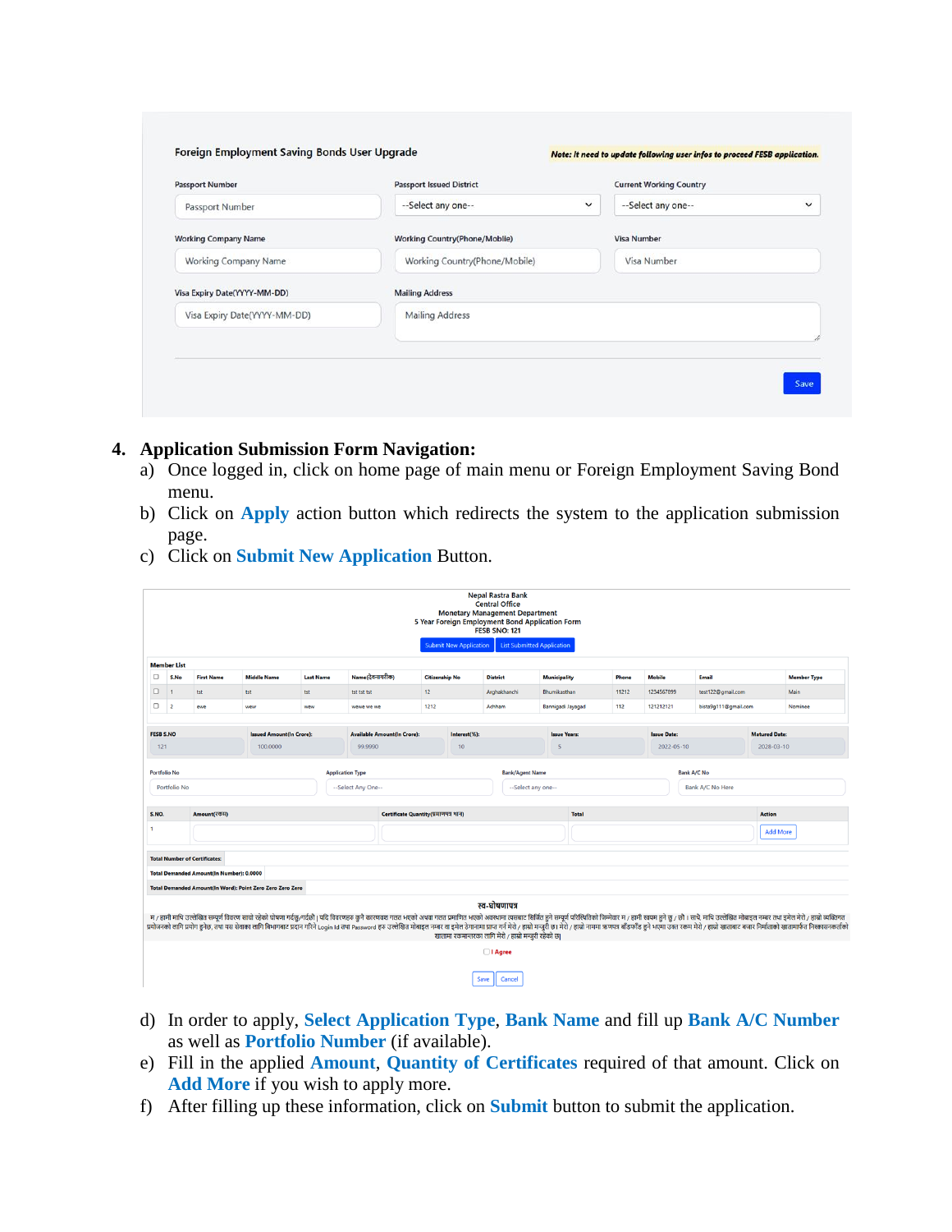Foreign Employment Saving Bonds User Upgrade

*Note: It need to update following user infos to proceed FESB application.*

| Passport Number | Passport Issued District | Current Working Country |
|---|---|---|
| Passport Number | --Select any one-- | --Select any one-- |
| Working Company Name | Working Country(Phone/Mobile) | Visa Number |
| Working Company Name | Working Country(Phone/Mobile) | Visa Number |
| Visa Expiry Date(YYYY-MM-DD) | Mailing Address | |
| Visa Expiry Date(YYYY-MM-DD) | Mailing Address | |

Save

4. **Application Submission Form Navigation:**

   a) Once logged in, click on home page of main menu or Foreign Employment Saving Bond menu.

   b) Click on **Apply** action button which redirects the system to the application submission page.

   c) Click on **Submit New Application** Button.

Nepal Rastra Bank
Central Office
Monetary Management Department
5 Year Foreign Employment Bond Application Form
FESB SNO: 121

Submit New Application | List Submitted Application

Member List

| | S.No | First Name | Middle Name | Last Name | Name(देवनागरीमा) | Citizenship No | District | Municipality | Phone | Mobile | Email | Member Type |
|---|---|---|---|---|---|---|---|---|---|---|---|---|
| ☐ | 1 | tst | tst | tst | tst tst tst | 12 | Arghakhanchi | Bhumikasthan | 11212 | 1234567899 | test122@gmail.com | Main |
| ☐ | 2 | ewe | wew | wew | wewe we we | 1212 | Achham | Bannigadi Jayagad | 112 | 121212121 | bista9g111@gmail.com | Nominee |

| FESB S.NO | Issued Amount(In Crore): | Available Amount(In Crore): | Interest(%): | Issue Years: | Issue Date: | Matured Date: |
|---|---|---|---|---|---|---|
| 121 | 100.0000 | 99.9990 | 10 | 5 | 2022-05-10 | 2028-03-10 |

| Portfolio No | Application Type | Bank/Agent Name | Bank A/C No |
|---|---|---|---|
| Portfolio No | --Select Any One-- | --Select any one-- | Bank A/C No Here |

| S.NO. | Amount(रकम) | Certificate Quantity(प्रमाणपत्र मात्रा) | Total | Action |
|---|---|---|---|---|
| 1 | | | | Add More |

Total Number of Certificates:

Total Demanded Amount(In Number): 0.0000

Total Demanded Amount(In Word): Point Zero Zero Zero

स्व-घोषणापत्र

☐ I Agree

Save | Cancel

   d) In order to apply, **Select Application Type**, **Bank Name** and fill up **Bank A/C Number** as well as **Portfolio Number** (if available).

   e) Fill in the applied **Amount**, **Quantity of Certificates** required of that amount. Click on **Add More** if you wish to apply more.

   f) After filling up these information, click on **Submit** button to submit the application.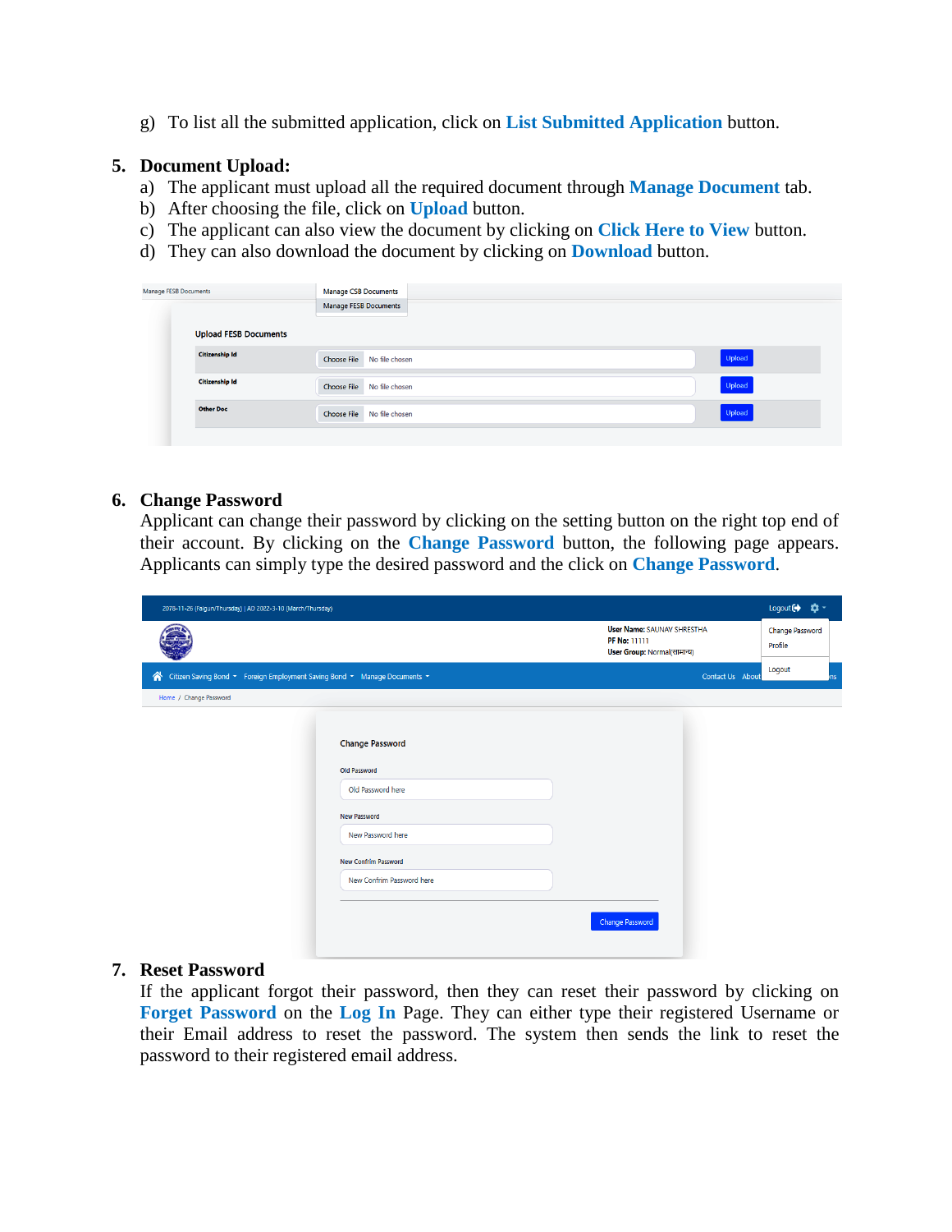g) To list all the submitted application, click on **List Submitted Application** button.

5. **Document Upload:**
   a) The applicant must upload all the required document through **Manage Document** tab.
   b) After choosing the file, click on **Upload** button.
   c) The applicant can also view the document by clicking on **Click Here to View** button.
   d) They can also download the document by clicking on **Download** button.

6. **Change Password**
   Applicant can change their password by clicking on the setting button on the right top end of their account. By clicking on the **Change Password** button, the following page appears. Applicants can simply type the desired password and the click on **Change Password**.

7. **Reset Password**
   If the applicant forgot their password, then they can reset their password by clicking on **Forget Password** on the **Log In** Page. They can either type their registered Username or their Email address to reset the password. The system then sends the link to reset the password to their registered email address.